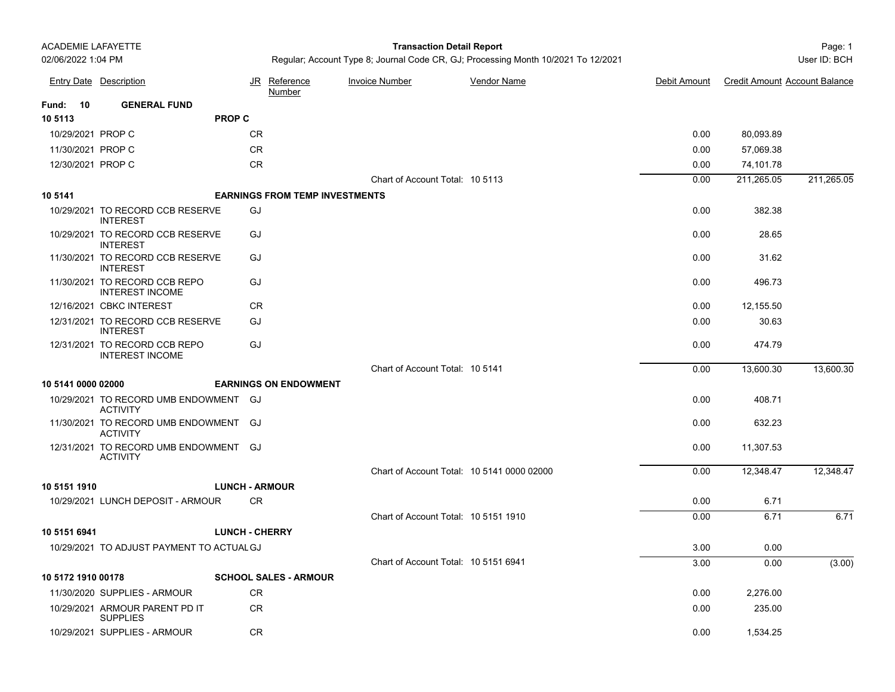ACADEMIE LAFAYETTE

02/06/2022 1:04 PM

**Transaction Detail Report**

Regular; Account Type 8; Journal Code CR, GJ; Processing Month 10/2021 To 12/2021

User ID: BCH

| Entry Date | Description | JR | Reference Number | Invoice Number | Vendor Name | Debit Amount | Credit Amount | Account Balance |
|---|---|---|---|---|---|---|---|---|
| **Fund: 10** | **GENERAL FUND** | | | | | | | |
| **10 5113** | | **PROP C** | | | | | | |
| 10/29/2021 | PROP C | CR | | | | 0.00 | 80,093.89 | |
| 11/30/2021 | PROP C | CR | | | | 0.00 | 57,069.38 | |
| 12/30/2021 | PROP C | CR | | | | 0.00 | 74,101.78 | |
| | | | | Chart of Account Total: 10 5113 | | 0.00 | 211,265.05 | 211,265.05 |
| **10 5141** | | **EARNINGS FROM TEMP INVESTMENTS** | | | | | | |
| 10/29/2021 | TO RECORD CCB RESERVE INTEREST | GJ | | | | 0.00 | 382.38 | |
| 10/29/2021 | TO RECORD CCB RESERVE INTEREST | GJ | | | | 0.00 | 28.65 | |
| 11/30/2021 | TO RECORD CCB RESERVE INTEREST | GJ | | | | 0.00 | 31.62 | |
| 11/30/2021 | TO RECORD CCB REPO INTEREST INCOME | GJ | | | | 0.00 | 496.73 | |
| 12/16/2021 | CBKC INTEREST | CR | | | | 0.00 | 12,155.50 | |
| 12/31/2021 | TO RECORD CCB RESERVE INTEREST | GJ | | | | 0.00 | 30.63 | |
| 12/31/2021 | TO RECORD CCB REPO INTEREST INCOME | GJ | | | | 0.00 | 474.79 | |
| | | | | Chart of Account Total: 10 5141 | | 0.00 | 13,600.30 | 13,600.30 |
| **10 5141 0000 02000** | | **EARNINGS ON ENDOWMENT** | | | | | | |
| 10/29/2021 | TO RECORD UMB ENDOWMENT ACTIVITY | GJ | | | | 0.00 | 408.71 | |
| 11/30/2021 | TO RECORD UMB ENDOWMENT ACTIVITY | GJ | | | | 0.00 | 632.23 | |
| 12/31/2021 | TO RECORD UMB ENDOWMENT ACTIVITY | GJ | | | | 0.00 | 11,307.53 | |
| | | | | Chart of Account Total: 10 5141 0000 02000 | | 0.00 | 12,348.47 | 12,348.47 |
| **10 5151 1910** | | **LUNCH - ARMOUR** | | | | | | |
| 10/29/2021 | LUNCH DEPOSIT - ARMOUR | CR | | | | 0.00 | 6.71 | |
| | | | | Chart of Account Total: 10 5151 1910 | | 0.00 | 6.71 | 6.71 |
| **10 5151 6941** | | **LUNCH - CHERRY** | | | | | | |
| 10/29/2021 | TO ADJUST PAYMENT TO ACTUAL | GJ | | | | 3.00 | 0.00 | |
| | | | | Chart of Account Total: 10 5151 6941 | | 3.00 | 0.00 | (3.00) |
| **10 5172 1910 00178** | | **SCHOOL SALES - ARMOUR** | | | | | | |
| 11/30/2020 | SUPPLIES - ARMOUR | CR | | | | 0.00 | 2,276.00 | |
| 10/29/2021 | ARMOUR PARENT PD IT SUPPLIES | CR | | | | 0.00 | 235.00 | |
| 10/29/2021 | SUPPLIES - ARMOUR | CR | | | | 0.00 | 1,534.25 | |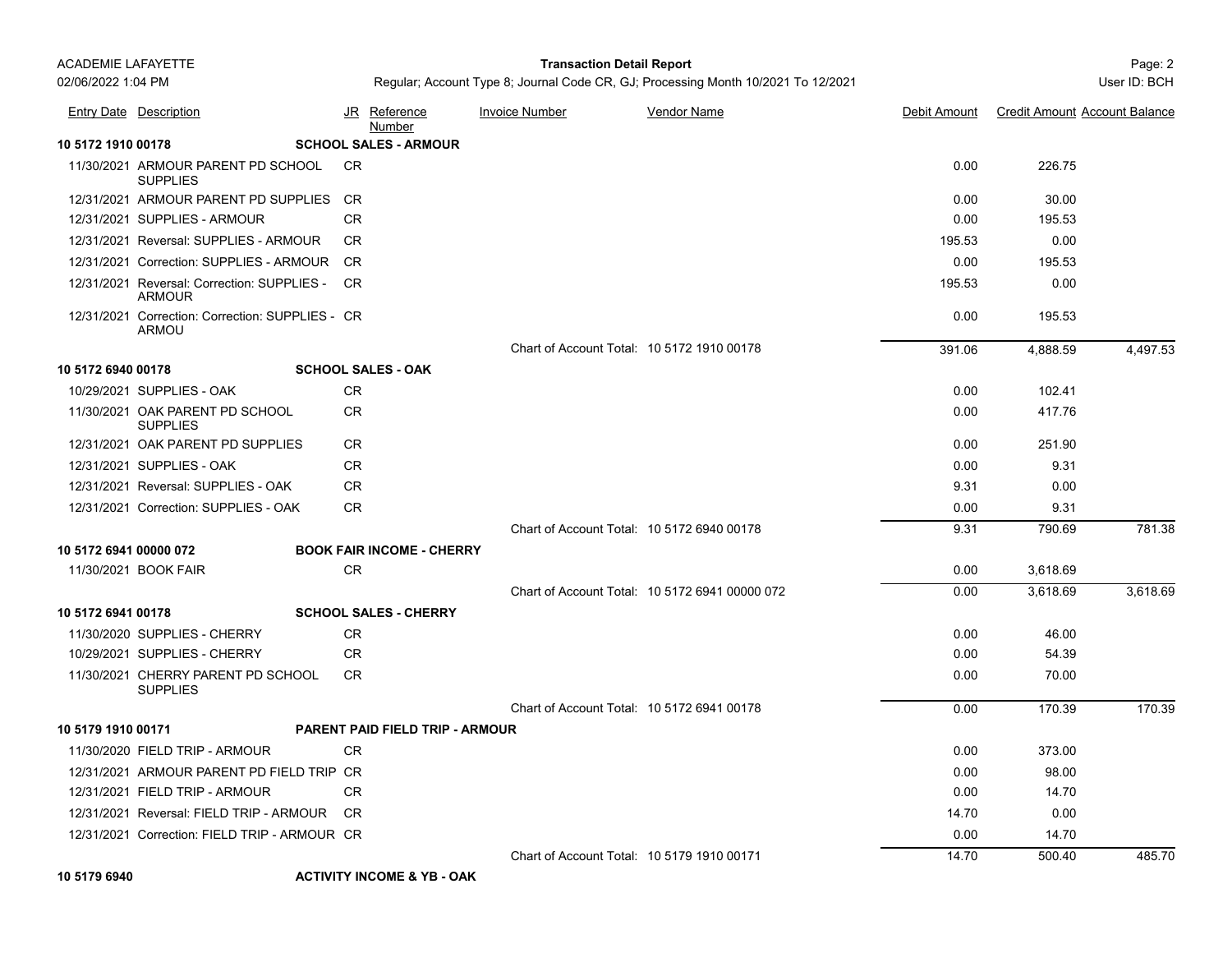| Entry Date | Description | JR | Reference Number | Invoice Number | Vendor Name | Debit Amount | Credit Amount | Account Balance |
|---|---|---|---|---|---|---|---|---|
| **10 5172 1910 00178** | | **SCHOOL SALES - ARMOUR** | | | | | | |
| 11/30/2021 | ARMOUR PARENT PD SCHOOL SUPPLIES | CR | | | | 0.00 | 226.75 | |
| 12/31/2021 | ARMOUR PARENT PD SUPPLIES | CR | | | | 0.00 | 30.00 | |
| 12/31/2021 | SUPPLIES - ARMOUR | CR | | | | 0.00 | 195.53 | |
| 12/31/2021 | Reversal: SUPPLIES - ARMOUR | CR | | | | 195.53 | 0.00 | |
| 12/31/2021 | Correction: SUPPLIES - ARMOUR | CR | | | | 0.00 | 195.53 | |
| 12/31/2021 | Reversal: Correction: SUPPLIES - ARMOUR | CR | | | | 195.53 | 0.00 | |
| 12/31/2021 | Correction: Correction: SUPPLIES - ARMOU | CR | | | | 0.00 | 195.53 | |
| | | | | Chart of Account Total: | 10 5172 1910 00178 | 391.06 | 4,888.59 | 4,497.53 |
| **10 5172 6940 00178** | | **SCHOOL SALES - OAK** | | | | | | |
| 10/29/2021 | SUPPLIES - OAK | CR | | | | 0.00 | 102.41 | |
| 11/30/2021 | OAK PARENT PD SCHOOL SUPPLIES | CR | | | | 0.00 | 417.76 | |
| 12/31/2021 | OAK PARENT PD SUPPLIES | CR | | | | 0.00 | 251.90 | |
| 12/31/2021 | SUPPLIES - OAK | CR | | | | 0.00 | 9.31 | |
| 12/31/2021 | Reversal: SUPPLIES - OAK | CR | | | | 9.31 | 0.00 | |
| 12/31/2021 | Correction: SUPPLIES - OAK | CR | | | | 0.00 | 9.31 | |
| | | | | Chart of Account Total: | 10 5172 6940 00178 | 9.31 | 790.69 | 781.38 |
| **10 5172 6941 00000 072** | | **BOOK FAIR INCOME - CHERRY** | | | | | | |
| 11/30/2021 | BOOK FAIR | CR | | | | 0.00 | 3,618.69 | |
| | | | | Chart of Account Total: | 10 5172 6941 00000 072 | 0.00 | 3,618.69 | 3,618.69 |
| **10 5172 6941 00178** | | **SCHOOL SALES - CHERRY** | | | | | | |
| 11/30/2020 | SUPPLIES - CHERRY | CR | | | | 0.00 | 46.00 | |
| 10/29/2021 | SUPPLIES - CHERRY | CR | | | | 0.00 | 54.39 | |
| 11/30/2021 | CHERRY PARENT PD SCHOOL SUPPLIES | CR | | | | 0.00 | 70.00 | |
| | | | | Chart of Account Total: | 10 5172 6941 00178 | 0.00 | 170.39 | 170.39 |
| **10 5179 1910 00171** | | **PARENT PAID FIELD TRIP - ARMOUR** | | | | | | |
| 11/30/2020 | FIELD TRIP - ARMOUR | CR | | | | 0.00 | 373.00 | |
| 12/31/2021 | ARMOUR PARENT PD FIELD TRIP | CR | | | | 0.00 | 98.00 | |
| 12/31/2021 | FIELD TRIP - ARMOUR | CR | | | | 0.00 | 14.70 | |
| 12/31/2021 | Reversal: FIELD TRIP - ARMOUR | CR | | | | 14.70 | 0.00 | |
| 12/31/2021 | Correction: FIELD TRIP - ARMOUR | CR | | | | 0.00 | 14.70 | |
| | | | | Chart of Account Total: | 10 5179 1910 00171 | 14.70 | 500.40 | 485.70 |
| **10 5179 6940** | | **ACTIVITY INCOME & YB - OAK** | | | | | | |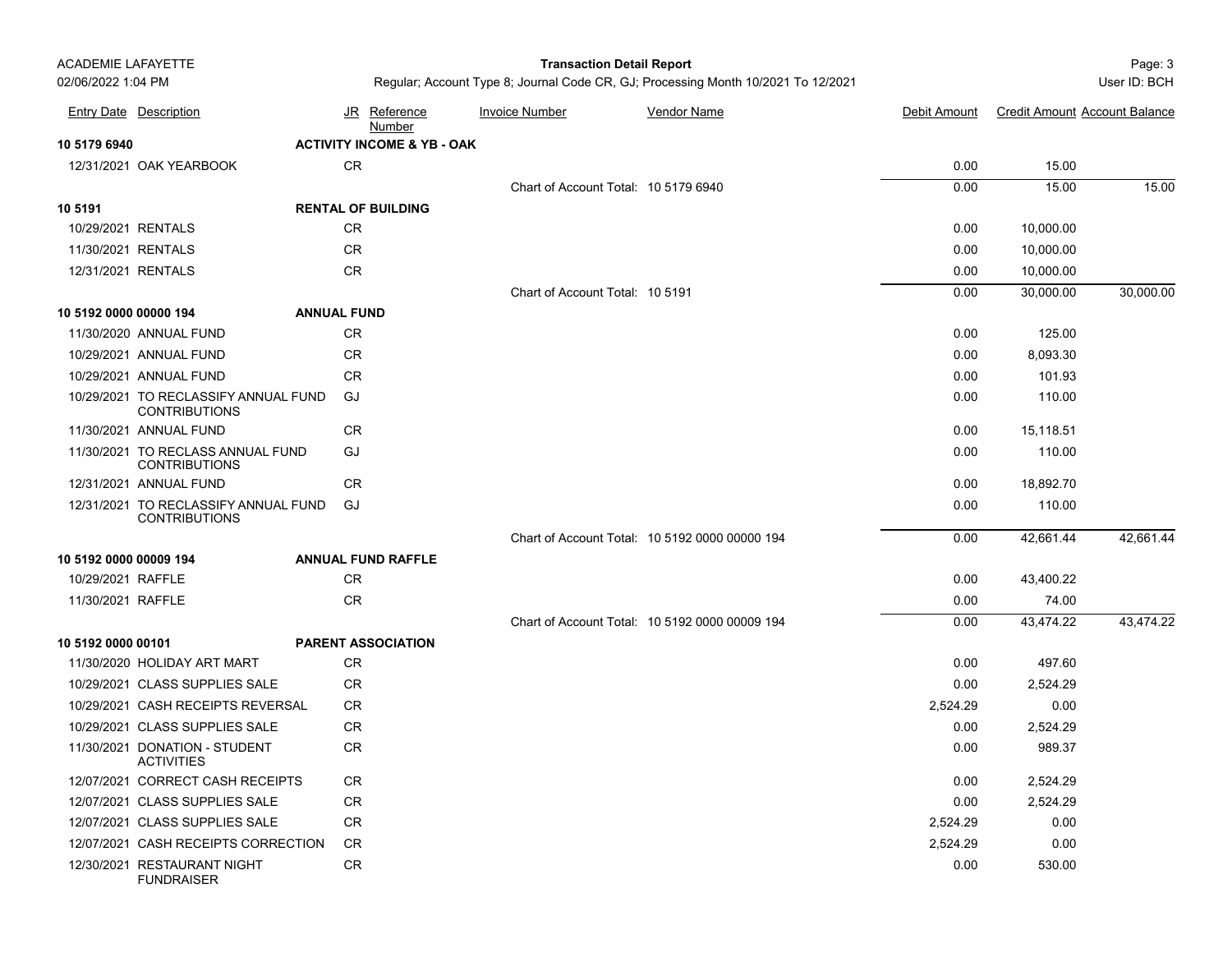| Entry Date | Description | JR | Reference Number | Invoice Number | Vendor Name | Debit Amount | Credit Amount | Account Balance |
|---|---|---|---|---|---|---|---|---|
| **10 5179 6940** | | **ACTIVITY INCOME & YB - OAK** | | | | | | |
| 12/31/2021 | OAK YEARBOOK | CR | | | | 0.00 | 15.00 | |
| | | | | Chart of Account Total: | 10 5179 6940 | 0.00 | 15.00 | 15.00 |
| **10 5191** | | **RENTAL OF BUILDING** | | | | | | |
| 10/29/2021 | RENTALS | CR | | | | 0.00 | 10,000.00 | |
| 11/30/2021 | RENTALS | CR | | | | 0.00 | 10,000.00 | |
| 12/31/2021 | RENTALS | CR | | | | 0.00 | 10,000.00 | |
| | | | | Chart of Account Total: | 10 5191 | 0.00 | 30,000.00 | 30,000.00 |
| **10 5192 0000 00000 194** | | **ANNUAL FUND** | | | | | | |
| 11/30/2020 | ANNUAL FUND | CR | | | | 0.00 | 125.00 | |
| 10/29/2021 | ANNUAL FUND | CR | | | | 0.00 | 8,093.30 | |
| 10/29/2021 | ANNUAL FUND | CR | | | | 0.00 | 101.93 | |
| 10/29/2021 | TO RECLASSIFY ANNUAL FUND CONTRIBUTIONS | GJ | | | | 0.00 | 110.00 | |
| 11/30/2021 | ANNUAL FUND | CR | | | | 0.00 | 15,118.51 | |
| 11/30/2021 | TO RECLASS ANNUAL FUND CONTRIBUTIONS | GJ | | | | 0.00 | 110.00 | |
| 12/31/2021 | ANNUAL FUND | CR | | | | 0.00 | 18,892.70 | |
| 12/31/2021 | TO RECLASSIFY ANNUAL FUND CONTRIBUTIONS | GJ | | | | 0.00 | 110.00 | |
| | | | | Chart of Account Total: | 10 5192 0000 00000 194 | 0.00 | 42,661.44 | 42,661.44 |
| **10 5192 0000 00009 194** | | **ANNUAL FUND RAFFLE** | | | | | | |
| 10/29/2021 | RAFFLE | CR | | | | 0.00 | 43,400.22 | |
| 11/30/2021 | RAFFLE | CR | | | | 0.00 | 74.00 | |
| | | | | Chart of Account Total: | 10 5192 0000 00009 194 | 0.00 | 43,474.22 | 43,474.22 |
| **10 5192 0000 00101** | | **PARENT ASSOCIATION** | | | | | | |
| 11/30/2020 | HOLIDAY ART MART | CR | | | | 0.00 | 497.60 | |
| 10/29/2021 | CLASS SUPPLIES SALE | CR | | | | 0.00 | 2,524.29 | |
| 10/29/2021 | CASH RECEIPTS REVERSAL | CR | | | | 2,524.29 | 0.00 | |
| 10/29/2021 | CLASS SUPPLIES SALE | CR | | | | 0.00 | 2,524.29 | |
| 11/30/2021 | DONATION - STUDENT ACTIVITIES | CR | | | | 0.00 | 989.37 | |
| 12/07/2021 | CORRECT CASH RECEIPTS | CR | | | | 0.00 | 2,524.29 | |
| 12/07/2021 | CLASS SUPPLIES SALE | CR | | | | 0.00 | 2,524.29 | |
| 12/07/2021 | CLASS SUPPLIES SALE | CR | | | | 2,524.29 | 0.00 | |
| 12/07/2021 | CASH RECEIPTS CORRECTION | CR | | | | 2,524.29 | 0.00 | |
| 12/30/2021 | RESTAURANT NIGHT FUNDRAISER | CR | | | | 0.00 | 530.00 | |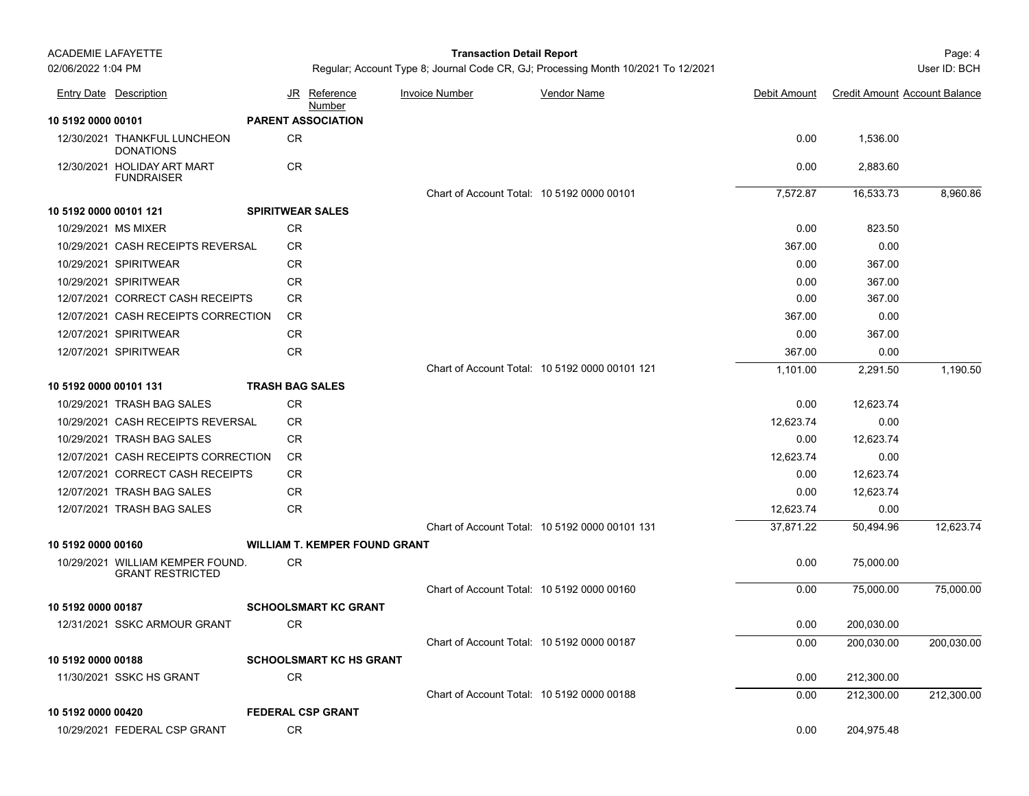ACADEMIE LAFAYETTE

02/06/2022 1:04 PM

**Transaction Detail Report**

Regular; Account Type 8; Journal Code CR, GJ; Processing Month 10/2021 To 12/2021

User ID: BCH

| Entry Date | Description | JR | Reference Number | Invoice Number | Vendor Name | Debit Amount | Credit Amount | Account Balance |
|---|---|---|---|---|---|---|---|---|
| **10 5192 0000 00101** | | **PARENT ASSOCIATION** | | | | | | |
| 12/30/2021 | THANKFUL LUNCHEON DONATIONS | CR | | | | 0.00 | 1,536.00 | |
| 12/30/2021 | HOLIDAY ART MART FUNDRAISER | CR | | | | 0.00 | 2,883.60 | |
| | | | | Chart of Account Total: | 10 5192 0000 00101 | 7,572.87 | 16,533.73 | 8,960.86 |
| **10 5192 0000 00101 121** | | **SPIRITWEAR SALES** | | | | | | |
| 10/29/2021 | MS MIXER | CR | | | | 0.00 | 823.50 | |
| 10/29/2021 | CASH RECEIPTS REVERSAL | CR | | | | 367.00 | 0.00 | |
| 10/29/2021 | SPIRITWEAR | CR | | | | 0.00 | 367.00 | |
| 10/29/2021 | SPIRITWEAR | CR | | | | 0.00 | 367.00 | |
| 12/07/2021 | CORRECT CASH RECEIPTS | CR | | | | 0.00 | 367.00 | |
| 12/07/2021 | CASH RECEIPTS CORRECTION | CR | | | | 367.00 | 0.00 | |
| 12/07/2021 | SPIRITWEAR | CR | | | | 0.00 | 367.00 | |
| 12/07/2021 | SPIRITWEAR | CR | | | | 367.00 | 0.00 | |
| | | | | Chart of Account Total: | 10 5192 0000 00101 121 | 1,101.00 | 2,291.50 | 1,190.50 |
| **10 5192 0000 00101 131** | | **TRASH BAG SALES** | | | | | | |
| 10/29/2021 | TRASH BAG SALES | CR | | | | 0.00 | 12,623.74 | |
| 10/29/2021 | CASH RECEIPTS REVERSAL | CR | | | | 12,623.74 | 0.00 | |
| 10/29/2021 | TRASH BAG SALES | CR | | | | 0.00 | 12,623.74 | |
| 12/07/2021 | CASH RECEIPTS CORRECTION | CR | | | | 12,623.74 | 0.00 | |
| 12/07/2021 | CORRECT CASH RECEIPTS | CR | | | | 0.00 | 12,623.74 | |
| 12/07/2021 | TRASH BAG SALES | CR | | | | 0.00 | 12,623.74 | |
| 12/07/2021 | TRASH BAG SALES | CR | | | | 12,623.74 | 0.00 | |
| | | | | Chart of Account Total: | 10 5192 0000 00101 131 | 37,871.22 | 50,494.96 | 12,623.74 |
| **10 5192 0000 00160** | | **WILLIAM T. KEMPER FOUND GRANT** | | | | | | |
| 10/29/2021 | WILLIAM KEMPER FOUND. GRANT RESTRICTED | CR | | | | 0.00 | 75,000.00 | |
| | | | | Chart of Account Total: | 10 5192 0000 00160 | 0.00 | 75,000.00 | 75,000.00 |
| **10 5192 0000 00187** | | **SCHOOLSMART KC GRANT** | | | | | | |
| 12/31/2021 | SSKC ARMOUR GRANT | CR | | | | 0.00 | 200,030.00 | |
| | | | | Chart of Account Total: | 10 5192 0000 00187 | 0.00 | 200,030.00 | 200,030.00 |
| **10 5192 0000 00188** | | **SCHOOLSMART KC HS GRANT** | | | | | | |
| 11/30/2021 | SSKC HS GRANT | CR | | | | 0.00 | 212,300.00 | |
| | | | | Chart of Account Total: | 10 5192 0000 00188 | 0.00 | 212,300.00 | 212,300.00 |
| **10 5192 0000 00420** | | **FEDERAL CSP GRANT** | | | | | | |
| 10/29/2021 | FEDERAL CSP GRANT | CR | | | | 0.00 | 204,975.48 | |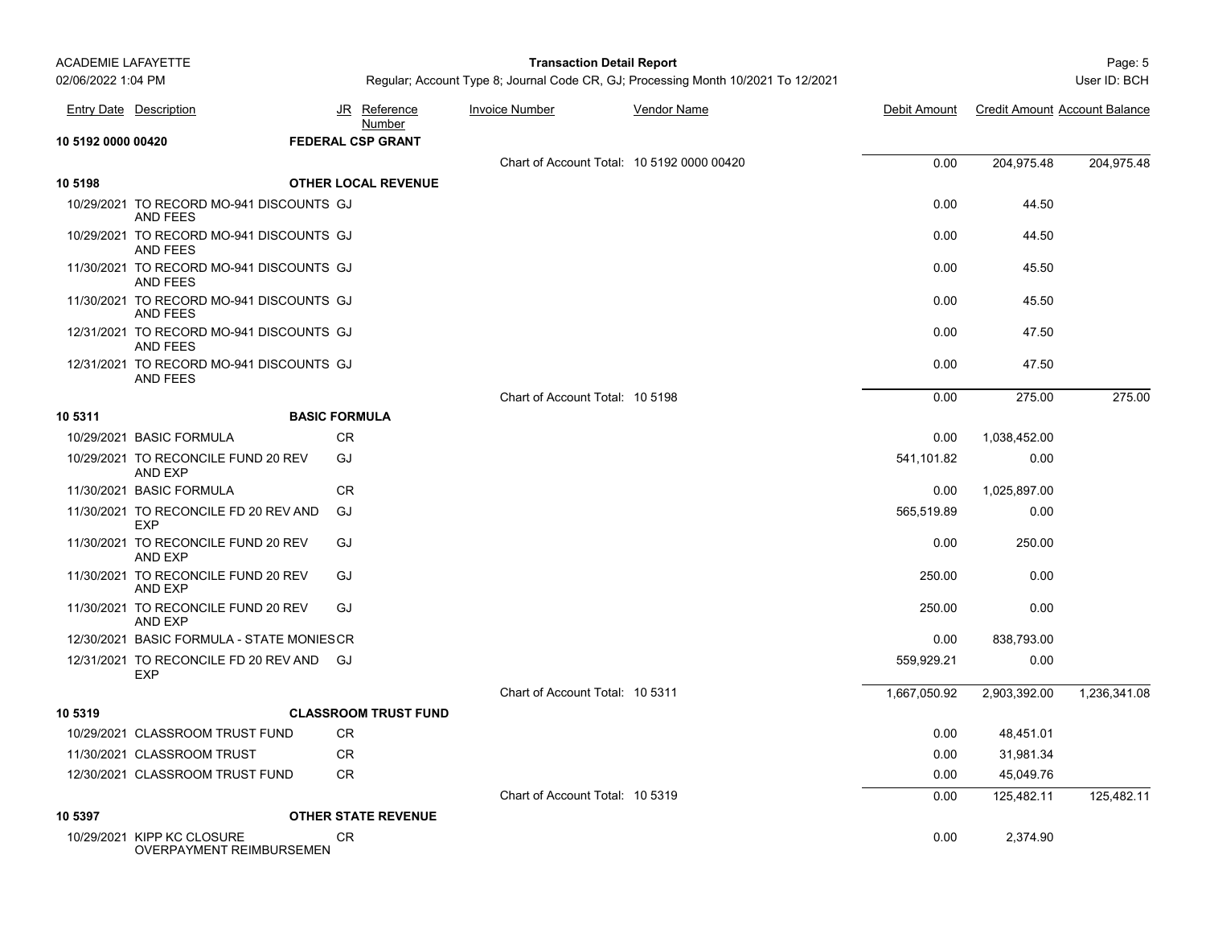| Entry Date | Description | JR | Reference Number | Invoice Number | Vendor Name | Debit Amount | Credit Amount | Account Balance |
|---|---|---|---|---|---|---|---|---|
| **10 5192 0000 00420** | | **FEDERAL CSP GRANT** | | | | | | |
| | | | | Chart of Account Total: 10 5192 0000 00420 | | 0.00 | 204,975.48 | 204,975.48 |
| **10 5198** | | **OTHER LOCAL REVENUE** | | | | | | |
| 10/29/2021 | TO RECORD MO-941 DISCOUNTS AND FEES | GJ | | | | 0.00 | 44.50 | |
| 10/29/2021 | TO RECORD MO-941 DISCOUNTS AND FEES | GJ | | | | 0.00 | 44.50 | |
| 11/30/2021 | TO RECORD MO-941 DISCOUNTS AND FEES | GJ | | | | 0.00 | 45.50 | |
| 11/30/2021 | TO RECORD MO-941 DISCOUNTS AND FEES | GJ | | | | 0.00 | 45.50 | |
| 12/31/2021 | TO RECORD MO-941 DISCOUNTS AND FEES | GJ | | | | 0.00 | 47.50 | |
| 12/31/2021 | TO RECORD MO-941 DISCOUNTS AND FEES | GJ | | | | 0.00 | 47.50 | |
| | | | | Chart of Account Total: 10 5198 | | 0.00 | 275.00 | 275.00 |
| **10 5311** | | **BASIC FORMULA** | | | | | | |
| 10/29/2021 | BASIC FORMULA | CR | | | | 0.00 | 1,038,452.00 | |
| 10/29/2021 | TO RECONCILE FUND 20 REV AND EXP | GJ | | | | 541,101.82 | 0.00 | |
| 11/30/2021 | BASIC FORMULA | CR | | | | 0.00 | 1,025,897.00 | |
| 11/30/2021 | TO RECONCILE FD 20 REV AND EXP | GJ | | | | 565,519.89 | 0.00 | |
| 11/30/2021 | TO RECONCILE FUND 20 REV AND EXP | GJ | | | | 0.00 | 250.00 | |
| 11/30/2021 | TO RECONCILE FUND 20 REV AND EXP | GJ | | | | 250.00 | 0.00 | |
| 11/30/2021 | TO RECONCILE FUND 20 REV AND EXP | GJ | | | | 250.00 | 0.00 | |
| 12/30/2021 | BASIC FORMULA - STATE MONIES | CR | | | | 0.00 | 838,793.00 | |
| 12/31/2021 | TO RECONCILE FD 20 REV AND EXP | GJ | | | | 559,929.21 | 0.00 | |
| | | | | Chart of Account Total: 10 5311 | | 1,667,050.92 | 2,903,392.00 | 1,236,341.08 |
| **10 5319** | | **CLASSROOM TRUST FUND** | | | | | | |
| 10/29/2021 | CLASSROOM TRUST FUND | CR | | | | 0.00 | 48,451.01 | |
| 11/30/2021 | CLASSROOM TRUST | CR | | | | 0.00 | 31,981.34 | |
| 12/30/2021 | CLASSROOM TRUST FUND | CR | | | | 0.00 | 45,049.76 | |
| | | | | Chart of Account Total: 10 5319 | | 0.00 | 125,482.11 | 125,482.11 |
| **10 5397** | | **OTHER STATE REVENUE** | | | | | | |
| 10/29/2021 | KIPP KC CLOSURE OVERPAYMENT REIMBURSEMEN | CR | | | | 0.00 | 2,374.90 | |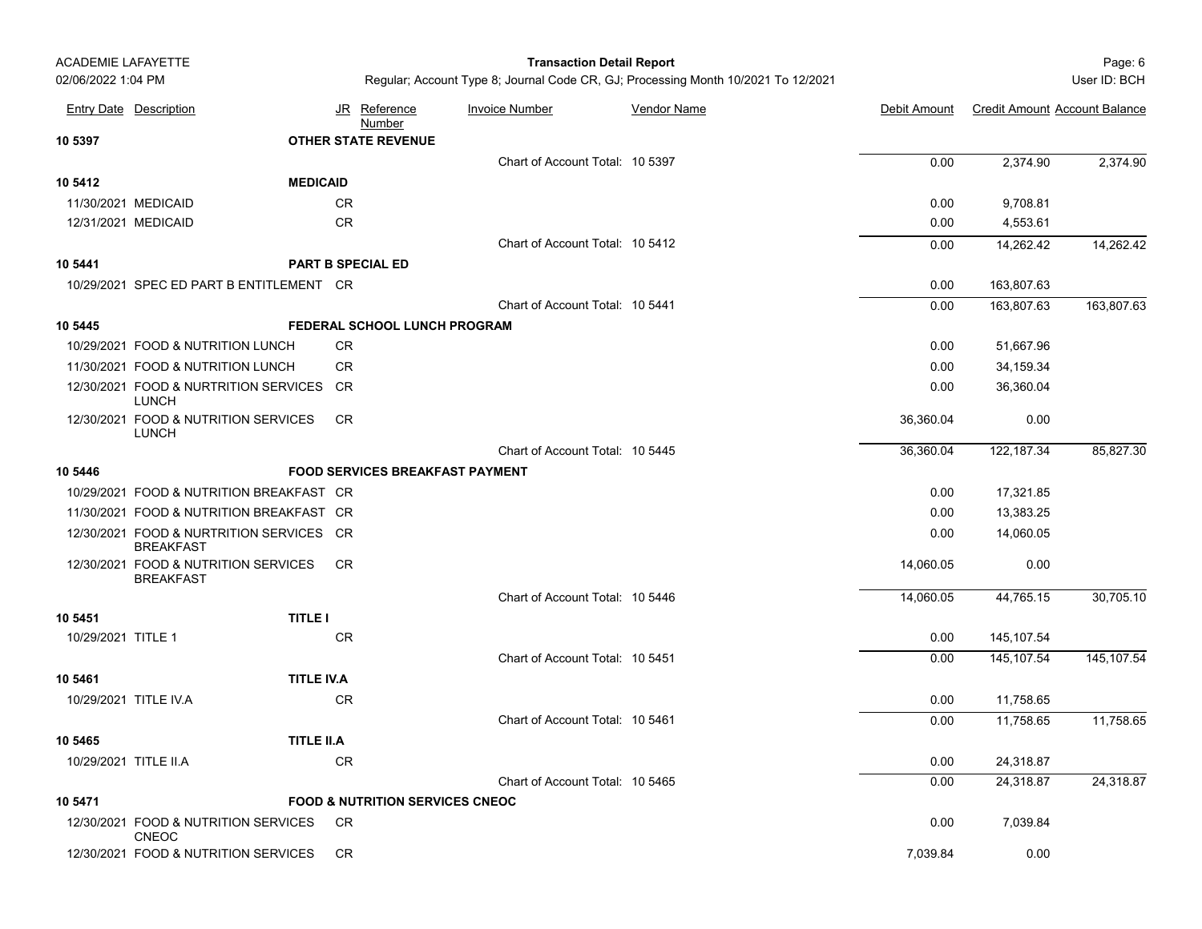| Entry Date | Description | JR | Reference Number | Invoice Number | Vendor Name | Debit Amount | Credit Amount | Account Balance |
|---|---|---|---|---|---|---|---|---|
| **10 5397** | | **OTHER STATE REVENUE** | | | | | | |
| | | | | Chart of Account Total: 10 5397 | | 0.00 | 2,374.90 | 2,374.90 |
| **10 5412** | | **MEDICAID** | | | | | | |
| 11/30/2021 | MEDICAID | CR | | | | 0.00 | 9,708.81 | |
| 12/31/2021 | MEDICAID | CR | | | | 0.00 | 4,553.61 | |
| | | | | Chart of Account Total: 10 5412 | | 0.00 | 14,262.42 | 14,262.42 |
| **10 5441** | | **PART B SPECIAL ED** | | | | | | |
| 10/29/2021 | SPEC ED PART B ENTITLEMENT | CR | | | | 0.00 | 163,807.63 | |
| | | | | Chart of Account Total: 10 5441 | | 0.00 | 163,807.63 | 163,807.63 |
| **10 5445** | | **FEDERAL SCHOOL LUNCH PROGRAM** | | | | | | |
| 10/29/2021 | FOOD & NUTRITION LUNCH | CR | | | | 0.00 | 51,667.96 | |
| 11/30/2021 | FOOD & NUTRITION LUNCH | CR | | | | 0.00 | 34,159.34 | |
| 12/30/2021 | FOOD & NURTRITION SERVICES LUNCH | CR | | | | 0.00 | 36,360.04 | |
| 12/30/2021 | FOOD & NUTRITION SERVICES LUNCH | CR | | | | 36,360.04 | 0.00 | |
| | | | | Chart of Account Total: 10 5445 | | 36,360.04 | 122,187.34 | 85,827.30 |
| **10 5446** | | **FOOD SERVICES BREAKFAST PAYMENT** | | | | | | |
| 10/29/2021 | FOOD & NUTRITION BREAKFAST | CR | | | | 0.00 | 17,321.85 | |
| 11/30/2021 | FOOD & NUTRITION BREAKFAST | CR | | | | 0.00 | 13,383.25 | |
| 12/30/2021 | FOOD & NURTRITION SERVICES BREAKFAST | CR | | | | 0.00 | 14,060.05 | |
| 12/30/2021 | FOOD & NUTRITION SERVICES BREAKFAST | CR | | | | 14,060.05 | 0.00 | |
| | | | | Chart of Account Total: 10 5446 | | 14,060.05 | 44,765.15 | 30,705.10 |
| **10 5451** | | **TITLE I** | | | | | | |
| 10/29/2021 | TITLE 1 | CR | | | | 0.00 | 145,107.54 | |
| | | | | Chart of Account Total: 10 5451 | | 0.00 | 145,107.54 | 145,107.54 |
| **10 5461** | | **TITLE IV.A** | | | | | | |
| 10/29/2021 | TITLE IV.A | CR | | | | 0.00 | 11,758.65 | |
| | | | | Chart of Account Total: 10 5461 | | 0.00 | 11,758.65 | 11,758.65 |
| **10 5465** | | **TITLE II.A** | | | | | | |
| 10/29/2021 | TITLE II.A | CR | | | | 0.00 | 24,318.87 | |
| | | | | Chart of Account Total: 10 5465 | | 0.00 | 24,318.87 | 24,318.87 |
| **10 5471** | | **FOOD & NUTRITION SERVICES CNEOC** | | | | | | |
| 12/30/2021 | FOOD & NUTRITION SERVICES CNEOC | CR | | | | 0.00 | 7,039.84 | |
| 12/30/2021 | FOOD & NUTRITION SERVICES | CR | | | | 7,039.84 | 0.00 | |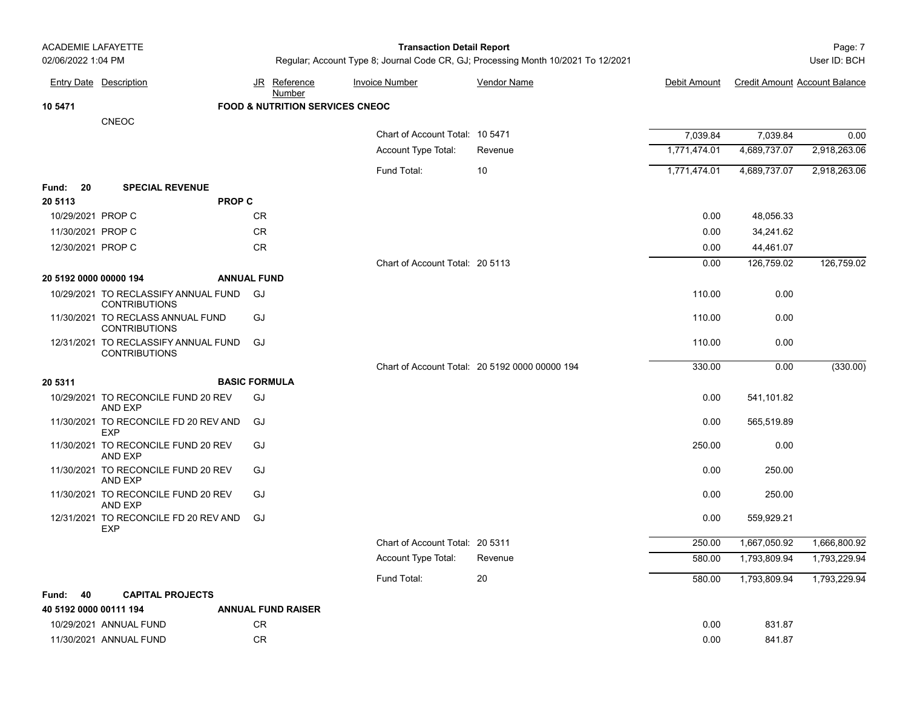| Entry Date | Description | JR | Reference Number | Invoice Number | Vendor Name | Debit Amount | Credit Amount | Account Balance |
|---|---|---|---|---|---|---|---|---|
| **10 5471** | | **FOOD & NUTRITION SERVICES CNEOC** | | | | | | |
| | CNEOC | | | | | | | |
| | | | | Chart of Account Total: | 10 5471 | 7,039.84 | 7,039.84 | 0.00 |
| | | | | Account Type Total: | Revenue | 1,771,474.01 | 4,689,737.07 | 2,918,263.06 |
| | | | | Fund Total: | 10 | 1,771,474.01 | 4,689,737.07 | 2,918,263.06 |
| **Fund: 20** | **SPECIAL REVENUE** | | | | | | | |
| **20 5113** | | **PROP C** | | | | | | |
| 10/29/2021 | PROP C | CR | | | | 0.00 | 48,056.33 | |
| 11/30/2021 | PROP C | CR | | | | 0.00 | 34,241.62 | |
| 12/30/2021 | PROP C | CR | | | | 0.00 | 44,461.07 | |
| | | | | Chart of Account Total: | 20 5113 | 0.00 | 126,759.02 | 126,759.02 |
| **20 5192 0000 00000 194** | | **ANNUAL FUND** | | | | | | |
| 10/29/2021 | TO RECLASSIFY ANNUAL FUND CONTRIBUTIONS | GJ | | | | 110.00 | 0.00 | |
| 11/30/2021 | TO RECLASS ANNUAL FUND CONTRIBUTIONS | GJ | | | | 110.00 | 0.00 | |
| 12/31/2021 | TO RECLASSIFY ANNUAL FUND CONTRIBUTIONS | GJ | | | | 110.00 | 0.00 | |
| | | | | Chart of Account Total: | 20 5192 0000 00000 194 | 330.00 | 0.00 | (330.00) |
| **20 5311** | | **BASIC FORMULA** | | | | | | |
| 10/29/2021 | TO RECONCILE FUND 20 REV AND EXP | GJ | | | | 0.00 | 541,101.82 | |
| 11/30/2021 | TO RECONCILE FD 20 REV AND EXP | GJ | | | | 0.00 | 565,519.89 | |
| 11/30/2021 | TO RECONCILE FUND 20 REV AND EXP | GJ | | | | 250.00 | 0.00 | |
| 11/30/2021 | TO RECONCILE FUND 20 REV AND EXP | GJ | | | | 0.00 | 250.00 | |
| 11/30/2021 | TO RECONCILE FUND 20 REV AND EXP | GJ | | | | 0.00 | 250.00 | |
| 12/31/2021 | TO RECONCILE FD 20 REV AND EXP | GJ | | | | 0.00 | 559,929.21 | |
| | | | | Chart of Account Total: | 20 5311 | 250.00 | 1,667,050.92 | 1,666,800.92 |
| | | | | Account Type Total: | Revenue | 580.00 | 1,793,809.94 | 1,793,229.94 |
| | | | | Fund Total: | 20 | 580.00 | 1,793,809.94 | 1,793,229.94 |
| **Fund: 40** | **CAPITAL PROJECTS** | | | | | | | |
| **40 5192 0000 00111 194** | | **ANNUAL FUND RAISER** | | | | | | |
| 10/29/2021 | ANNUAL FUND | CR | | | | 0.00 | 831.87 | |
| 11/30/2021 | ANNUAL FUND | CR | | | | 0.00 | 841.87 | |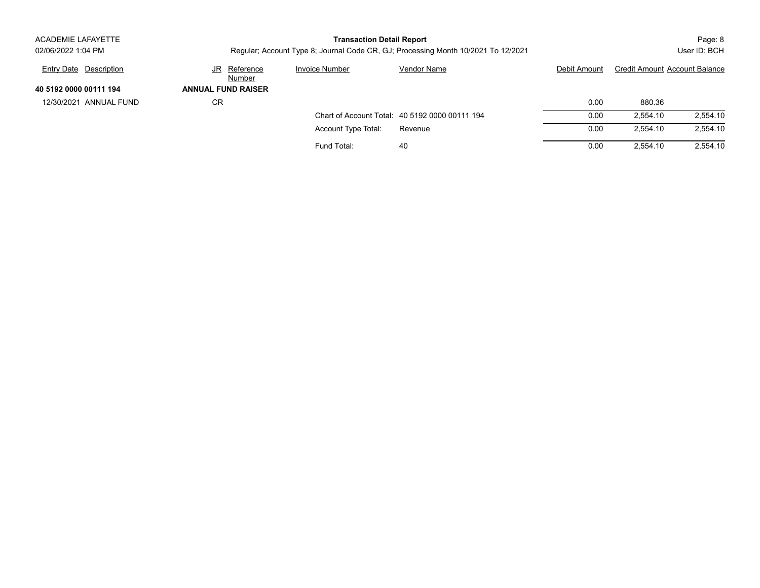ACADEMIE LAFAYETTE
02/06/2022 1:04 PM

**Transaction Detail Report**

Regular; Account Type 8; Journal Code CR, GJ; Processing Month 10/2021 To 12/2021

User ID: BCH

| Entry Date | Description | JR | Reference Number | Invoice Number | Vendor Name | Debit Amount | Credit Amount | Account Balance |
|---|---|---|---|---|---|---|---|---|
| **40 5192 0000 00111 194** | | **ANNUAL FUND RAISER** | | | | | | |
| 12/30/2021 | ANNUAL FUND | CR | | | | 0.00 | 880.36 | |
| | | | | Chart of Account Total: | 40 5192 0000 00111 194 | 0.00 | 2,554.10 | 2,554.10 |
| | | | | Account Type Total: | Revenue | 0.00 | 2,554.10 | 2,554.10 |
| | | | | Fund Total: | 40 | 0.00 | 2,554.10 | 2,554.10 |